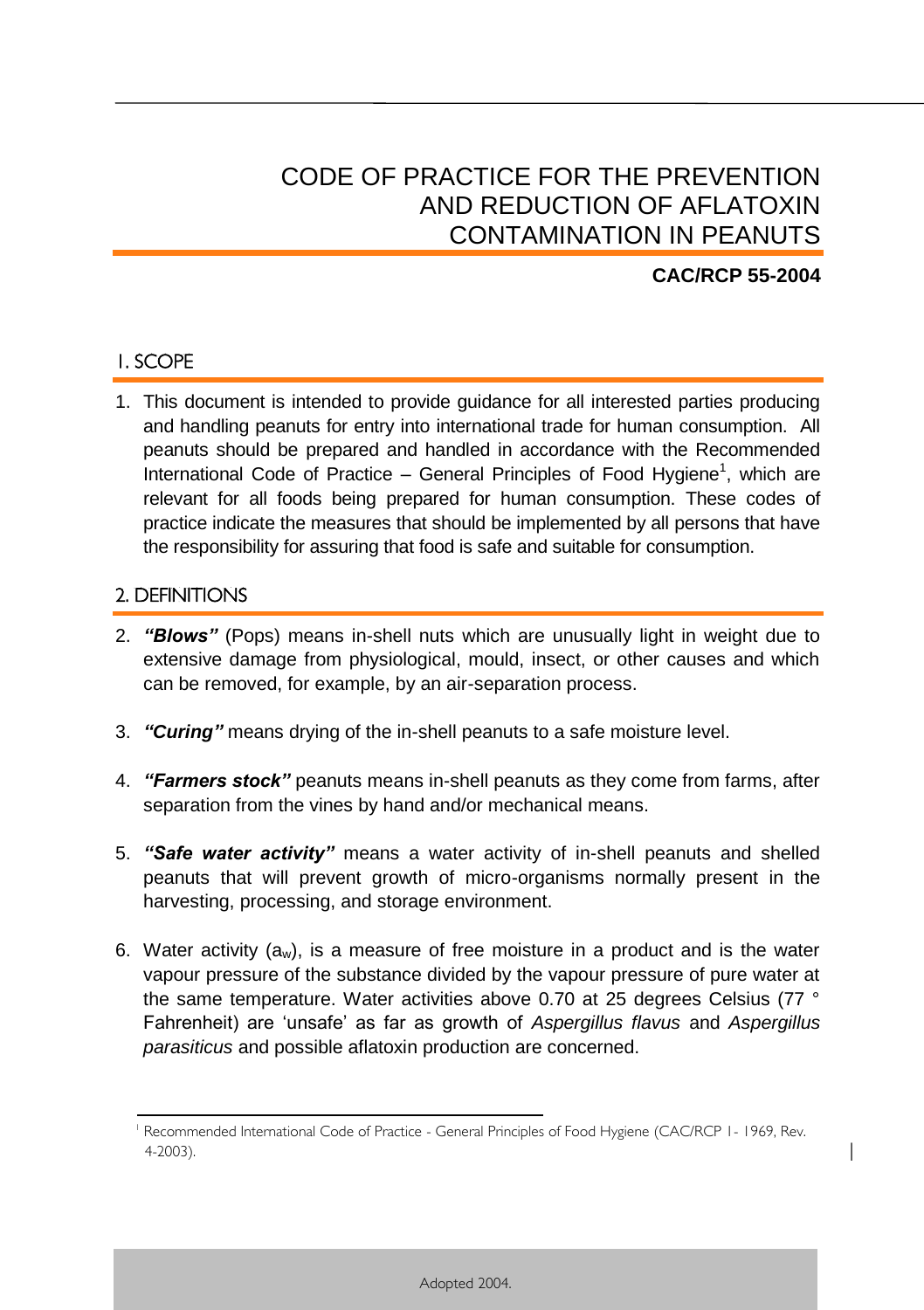# CODE OF PRACTICE FOR THE PREVENTION AND REDUCTION OF AFLATOXIN CONTAMINATION IN PEANUTS

**CAC/RCP 55-2004**

## 1. SCOPE

1. This document is intended to provide guidance for all interested parties producing and handling peanuts for entry into international trade for human consumption. All peanuts should be prepared and handled in accordance with the Recommended International Code of Practice – General Principles of Food Hygiene[1], which are relevant for all foods being prepared for human consumption. These codes of practice indicate the measures that should be implemented by all persons that have the responsibility for assuring that food is safe and suitable for consumption.

## 2. DEFINITIONS

2. ***"Blows"*** (Pops) means in-shell nuts which are unusually light in weight due to extensive damage from physiological, mould, insect, or other causes and which can be removed, for example, by an air-separation process.

3. ***"Curing"*** means drying of the in-shell peanuts to a safe moisture level.

4. ***"Farmers stock"*** peanuts means in-shell peanuts as they come from farms, after separation from the vines by hand and/or mechanical means.

5. ***"Safe water activity"*** means a water activity of in-shell peanuts and shelled peanuts that will prevent growth of micro-organisms normally present in the harvesting, processing, and storage environment.

6. Water activity ($a_w$), is a measure of free moisture in a product and is the water vapour pressure of the substance divided by the vapour pressure of pure water at the same temperature. Water activities above 0.70 at 25 degrees Celsius (77 ° Fahrenheit) are 'unsafe' as far as growth of *Aspergillus flavus* and *Aspergillus parasiticus* and possible aflatoxin production are concerned.

[1] Recommended International Code of Practice - General Principles of Food Hygiene (CAC/RCP 1- 1969, Rev. 4-2003).

Adopted 2004.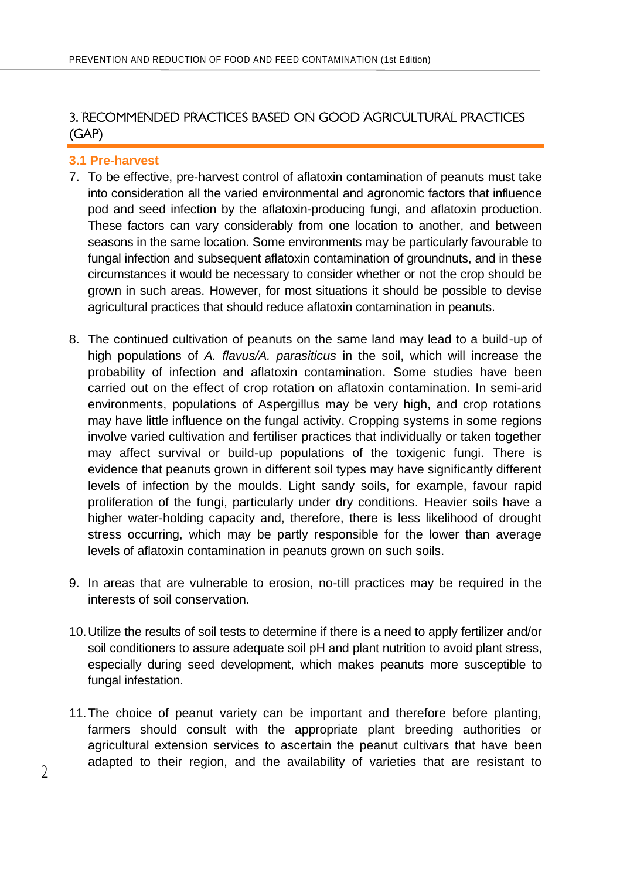## 3. RECOMMENDED PRACTICES BASED ON GOOD AGRICULTURAL PRACTICES (GAP)

### 3.1 Pre-harvest

7. To be effective, pre-harvest control of aflatoxin contamination of peanuts must take into consideration all the varied environmental and agronomic factors that influence pod and seed infection by the aflatoxin-producing fungi, and aflatoxin production. These factors can vary considerably from one location to another, and between seasons in the same location. Some environments may be particularly favourable to fungal infection and subsequent aflatoxin contamination of groundnuts, and in these circumstances it would be necessary to consider whether or not the crop should be grown in such areas. However, for most situations it should be possible to devise agricultural practices that should reduce aflatoxin contamination in peanuts.

8. The continued cultivation of peanuts on the same land may lead to a build-up of high populations of *A. flavus/A. parasiticus* in the soil, which will increase the probability of infection and aflatoxin contamination. Some studies have been carried out on the effect of crop rotation on aflatoxin contamination. In semi-arid environments, populations of Aspergillus may be very high, and crop rotations may have little influence on the fungal activity. Cropping systems in some regions involve varied cultivation and fertiliser practices that individually or taken together may affect survival or build-up populations of the toxigenic fungi. There is evidence that peanuts grown in different soil types may have significantly different levels of infection by the moulds. Light sandy soils, for example, favour rapid proliferation of the fungi, particularly under dry conditions. Heavier soils have a higher water-holding capacity and, therefore, there is less likelihood of drought stress occurring, which may be partly responsible for the lower than average levels of aflatoxin contamination in peanuts grown on such soils.

9. In areas that are vulnerable to erosion, no-till practices may be required in the interests of soil conservation.

10. Utilize the results of soil tests to determine if there is a need to apply fertilizer and/or soil conditioners to assure adequate soil pH and plant nutrition to avoid plant stress, especially during seed development, which makes peanuts more susceptible to fungal infestation.

11. The choice of peanut variety can be important and therefore before planting, farmers should consult with the appropriate plant breeding authorities or agricultural extension services to ascertain the peanut cultivars that have been adapted to their region, and the availability of varieties that are resistant to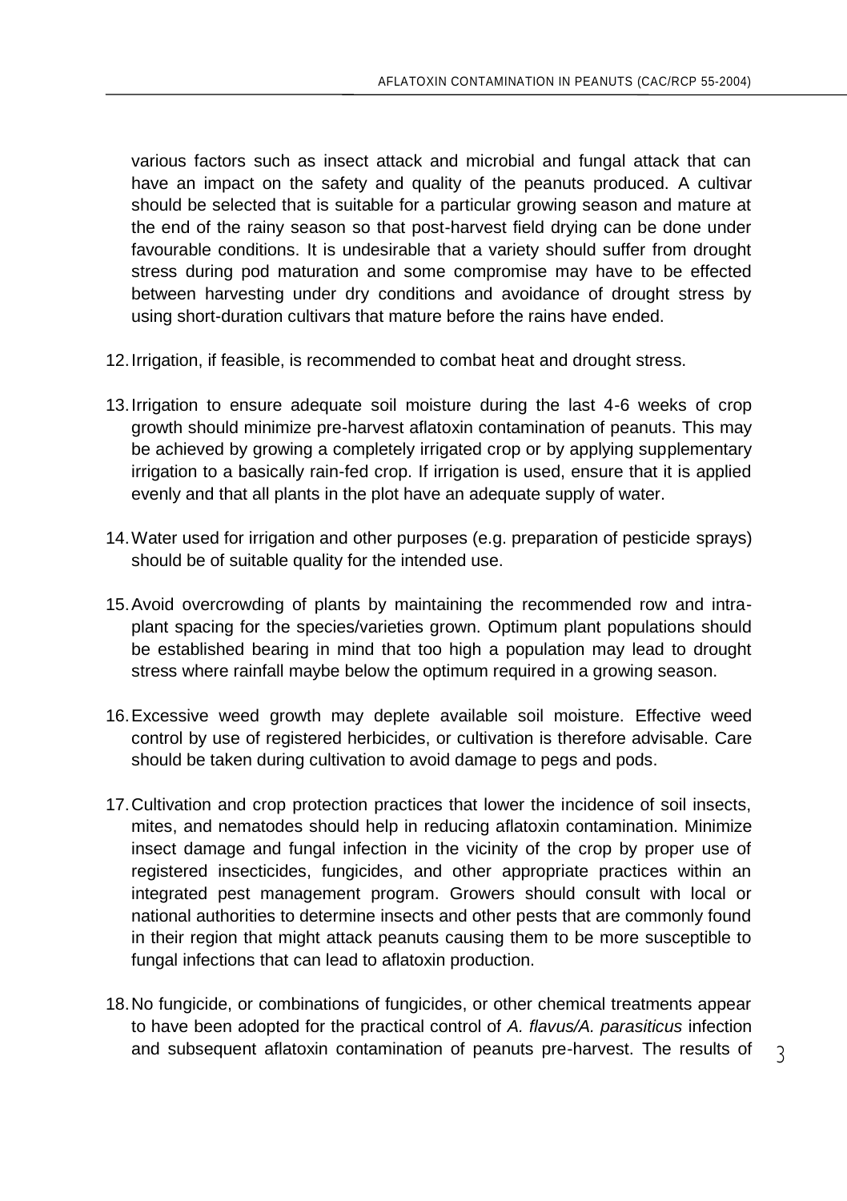various factors such as insect attack and microbial and fungal attack that can have an impact on the safety and quality of the peanuts produced. A cultivar should be selected that is suitable for a particular growing season and mature at the end of the rainy season so that post-harvest field drying can be done under favourable conditions. It is undesirable that a variety should suffer from drought stress during pod maturation and some compromise may have to be effected between harvesting under dry conditions and avoidance of drought stress by using short-duration cultivars that mature before the rains have ended.

12. Irrigation, if feasible, is recommended to combat heat and drought stress.

13. Irrigation to ensure adequate soil moisture during the last 4-6 weeks of crop growth should minimize pre-harvest aflatoxin contamination of peanuts. This may be achieved by growing a completely irrigated crop or by applying supplementary irrigation to a basically rain-fed crop. If irrigation is used, ensure that it is applied evenly and that all plants in the plot have an adequate supply of water.

14. Water used for irrigation and other purposes (e.g. preparation of pesticide sprays) should be of suitable quality for the intended use.

15. Avoid overcrowding of plants by maintaining the recommended row and intra-plant spacing for the species/varieties grown. Optimum plant populations should be established bearing in mind that too high a population may lead to drought stress where rainfall maybe below the optimum required in a growing season.

16. Excessive weed growth may deplete available soil moisture. Effective weed control by use of registered herbicides, or cultivation is therefore advisable. Care should be taken during cultivation to avoid damage to pegs and pods.

17. Cultivation and crop protection practices that lower the incidence of soil insects, mites, and nematodes should help in reducing aflatoxin contamination. Minimize insect damage and fungal infection in the vicinity of the crop by proper use of registered insecticides, fungicides, and other appropriate practices within an integrated pest management program. Growers should consult with local or national authorities to determine insects and other pests that are commonly found in their region that might attack peanuts causing them to be more susceptible to fungal infections that can lead to aflatoxin production.

18. No fungicide, or combinations of fungicides, or other chemical treatments appear to have been adopted for the practical control of *A. flavus/A. parasiticus* infection and subsequent aflatoxin contamination of peanuts pre-harvest. The results of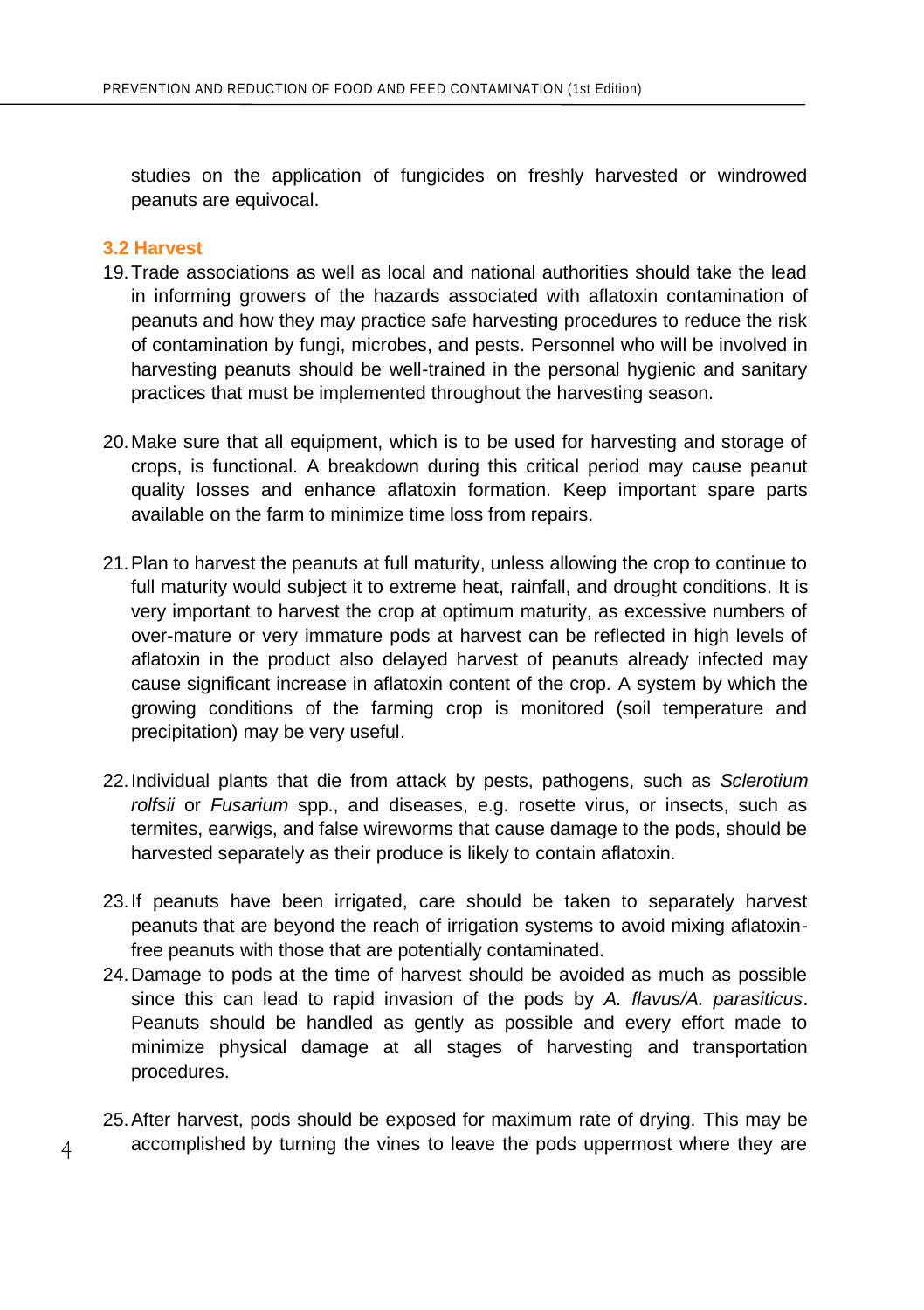studies on the application of fungicides on freshly harvested or windrowed peanuts are equivocal.

### 3.2 Harvest

19. Trade associations as well as local and national authorities should take the lead in informing growers of the hazards associated with aflatoxin contamination of peanuts and how they may practice safe harvesting procedures to reduce the risk of contamination by fungi, microbes, and pests. Personnel who will be involved in harvesting peanuts should be well-trained in the personal hygienic and sanitary practices that must be implemented throughout the harvesting season.

20. Make sure that all equipment, which is to be used for harvesting and storage of crops, is functional. A breakdown during this critical period may cause peanut quality losses and enhance aflatoxin formation. Keep important spare parts available on the farm to minimize time loss from repairs.

21. Plan to harvest the peanuts at full maturity, unless allowing the crop to continue to full maturity would subject it to extreme heat, rainfall, and drought conditions. It is very important to harvest the crop at optimum maturity, as excessive numbers of over-mature or very immature pods at harvest can be reflected in high levels of aflatoxin in the product also delayed harvest of peanuts already infected may cause significant increase in aflatoxin content of the crop. A system by which the growing conditions of the farming crop is monitored (soil temperature and precipitation) may be very useful.

22. Individual plants that die from attack by pests, pathogens, such as *Sclerotium rolfsii* or *Fusarium* spp., and diseases, e.g. rosette virus, or insects, such as termites, earwigs, and false wireworms that cause damage to the pods, should be harvested separately as their produce is likely to contain aflatoxin.

23. If peanuts have been irrigated, care should be taken to separately harvest peanuts that are beyond the reach of irrigation systems to avoid mixing aflatoxin-free peanuts with those that are potentially contaminated.

24. Damage to pods at the time of harvest should be avoided as much as possible since this can lead to rapid invasion of the pods by *A. flavus/A. parasiticus*. Peanuts should be handled as gently as possible and every effort made to minimize physical damage at all stages of harvesting and transportation procedures.

25. After harvest, pods should be exposed for maximum rate of drying. This may be accomplished by turning the vines to leave the pods uppermost where they are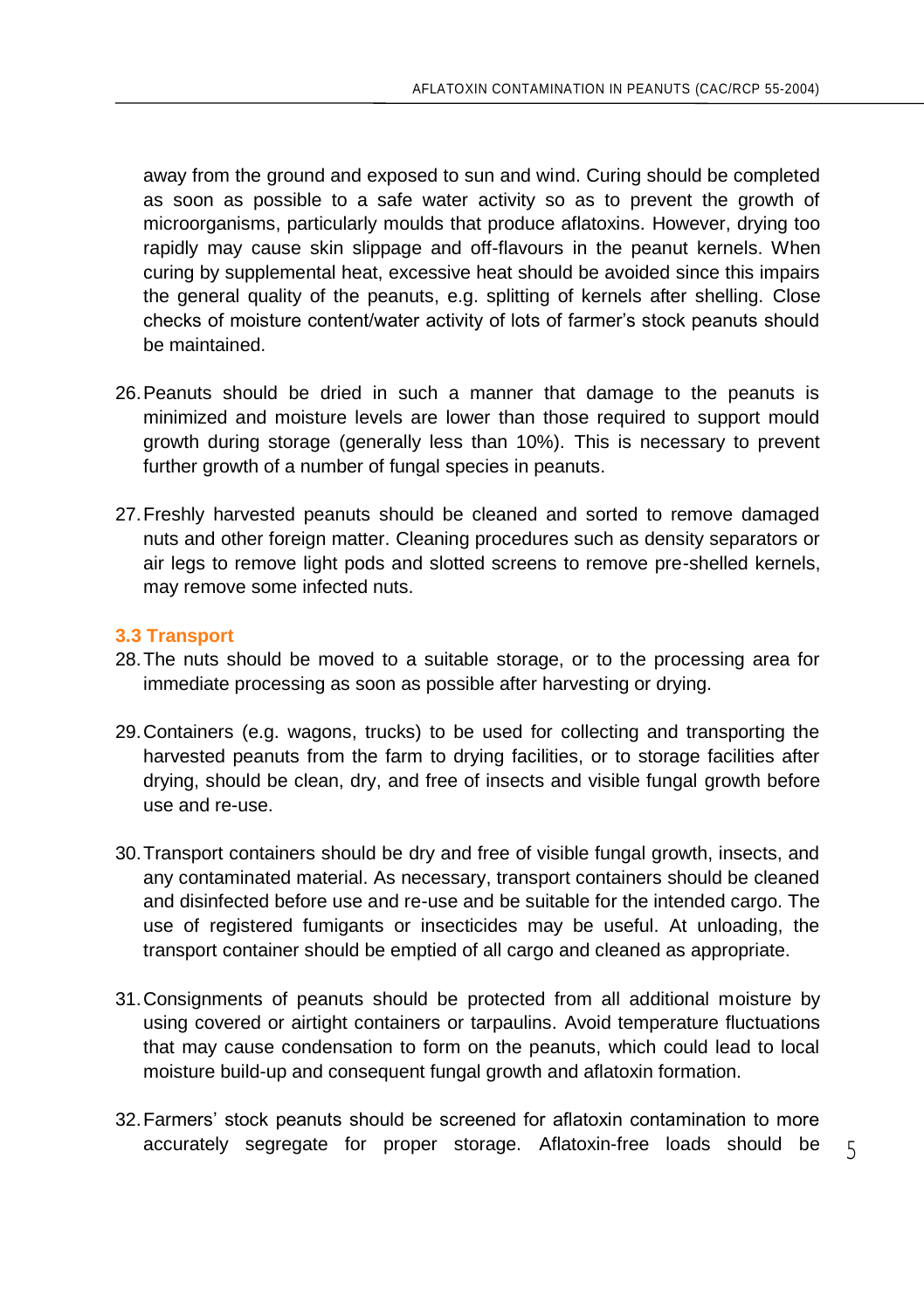away from the ground and exposed to sun and wind. Curing should be completed as soon as possible to a safe water activity so as to prevent the growth of microorganisms, particularly moulds that produce aflatoxins. However, drying too rapidly may cause skin slippage and off-flavours in the peanut kernels. When curing by supplemental heat, excessive heat should be avoided since this impairs the general quality of the peanuts, e.g. splitting of kernels after shelling. Close checks of moisture content/water activity of lots of farmer's stock peanuts should be maintained.

26. Peanuts should be dried in such a manner that damage to the peanuts is minimized and moisture levels are lower than those required to support mould growth during storage (generally less than 10%). This is necessary to prevent further growth of a number of fungal species in peanuts.

27. Freshly harvested peanuts should be cleaned and sorted to remove damaged nuts and other foreign matter. Cleaning procedures such as density separators or air legs to remove light pods and slotted screens to remove pre-shelled kernels, may remove some infected nuts.

### 3.3 Transport

28. The nuts should be moved to a suitable storage, or to the processing area for immediate processing as soon as possible after harvesting or drying.

29. Containers (e.g. wagons, trucks) to be used for collecting and transporting the harvested peanuts from the farm to drying facilities, or to storage facilities after drying, should be clean, dry, and free of insects and visible fungal growth before use and re-use.

30. Transport containers should be dry and free of visible fungal growth, insects, and any contaminated material. As necessary, transport containers should be cleaned and disinfected before use and re-use and be suitable for the intended cargo. The use of registered fumigants or insecticides may be useful. At unloading, the transport container should be emptied of all cargo and cleaned as appropriate.

31. Consignments of peanuts should be protected from all additional moisture by using covered or airtight containers or tarpaulins. Avoid temperature fluctuations that may cause condensation to form on the peanuts, which could lead to local moisture build-up and consequent fungal growth and aflatoxin formation.

32. Farmers' stock peanuts should be screened for aflatoxin contamination to more accurately segregate for proper storage. Aflatoxin-free loads should be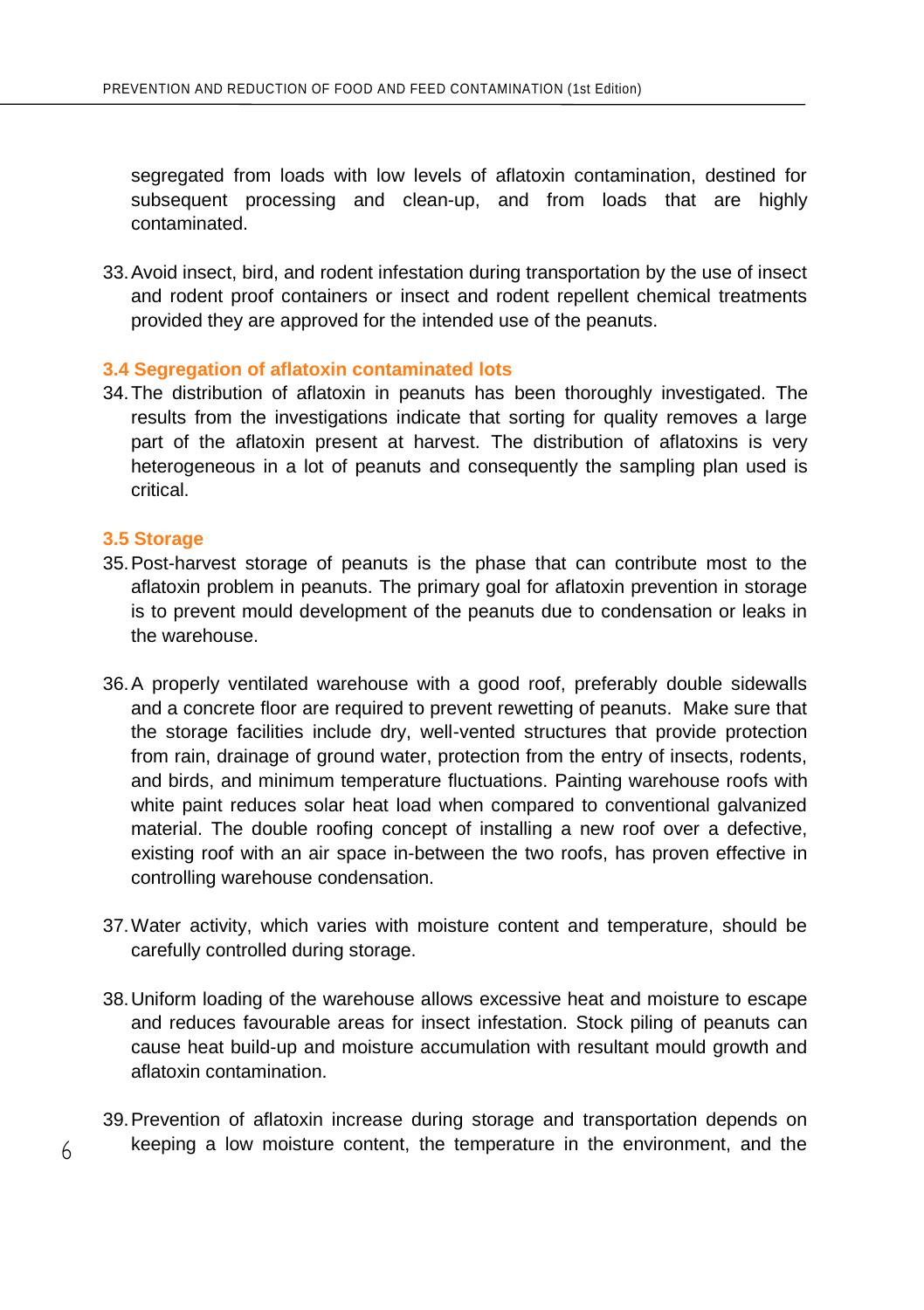segregated from loads with low levels of aflatoxin contamination, destined for subsequent processing and clean-up, and from loads that are highly contaminated.

33. Avoid insect, bird, and rodent infestation during transportation by the use of insect and rodent proof containers or insect and rodent repellent chemical treatments provided they are approved for the intended use of the peanuts.

### 3.4 Segregation of aflatoxin contaminated lots

34. The distribution of aflatoxin in peanuts has been thoroughly investigated. The results from the investigations indicate that sorting for quality removes a large part of the aflatoxin present at harvest. The distribution of aflatoxins is very heterogeneous in a lot of peanuts and consequently the sampling plan used is critical.

### 3.5 Storage

35. Post-harvest storage of peanuts is the phase that can contribute most to the aflatoxin problem in peanuts. The primary goal for aflatoxin prevention in storage is to prevent mould development of the peanuts due to condensation or leaks in the warehouse.

36. A properly ventilated warehouse with a good roof, preferably double sidewalls and a concrete floor are required to prevent rewetting of peanuts. Make sure that the storage facilities include dry, well-vented structures that provide protection from rain, drainage of ground water, protection from the entry of insects, rodents, and birds, and minimum temperature fluctuations. Painting warehouse roofs with white paint reduces solar heat load when compared to conventional galvanized material. The double roofing concept of installing a new roof over a defective, existing roof with an air space in-between the two roofs, has proven effective in controlling warehouse condensation.

37. Water activity, which varies with moisture content and temperature, should be carefully controlled during storage.

38. Uniform loading of the warehouse allows excessive heat and moisture to escape and reduces favourable areas for insect infestation. Stock piling of peanuts can cause heat build-up and moisture accumulation with resultant mould growth and aflatoxin contamination.

39. Prevention of aflatoxin increase during storage and transportation depends on keeping a low moisture content, the temperature in the environment, and the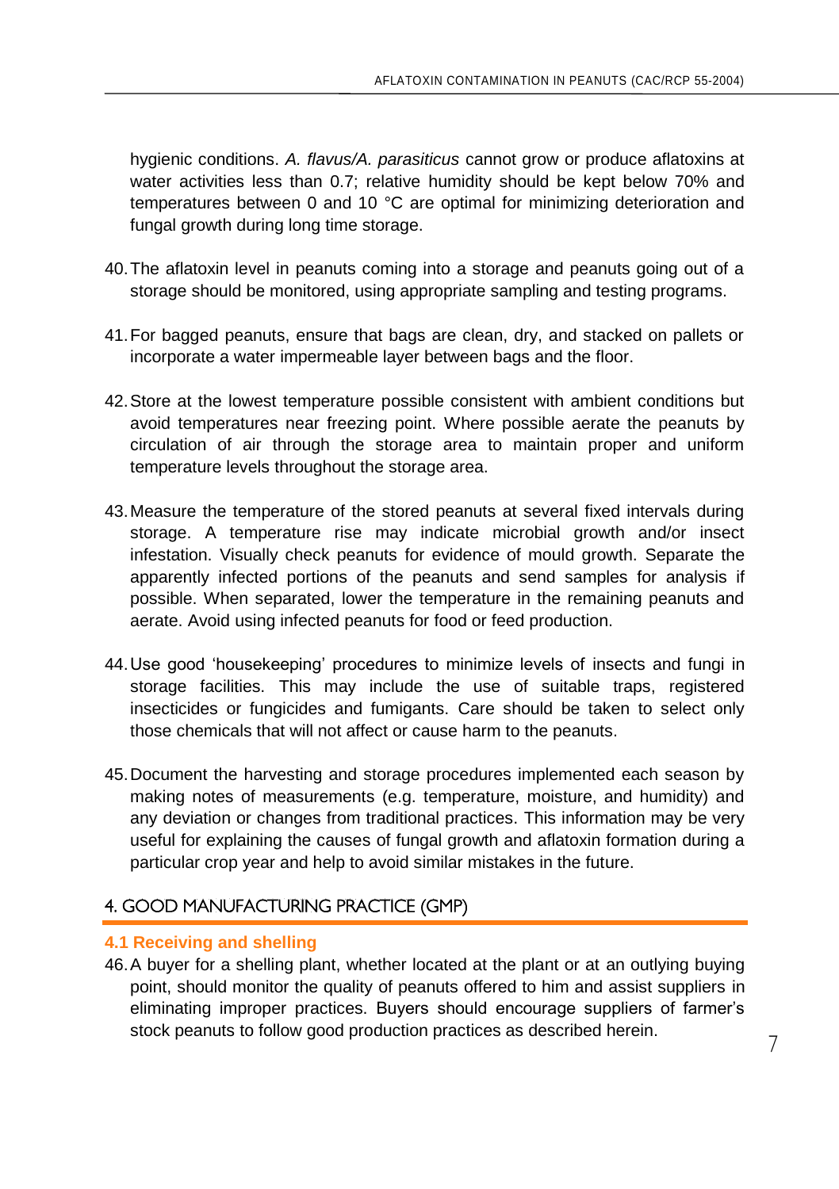hygienic conditions. *A. flavus/A. parasiticus* cannot grow or produce aflatoxins at water activities less than 0.7; relative humidity should be kept below 70% and temperatures between 0 and 10 °C are optimal for minimizing deterioration and fungal growth during long time storage.

40. The aflatoxin level in peanuts coming into a storage and peanuts going out of a storage should be monitored, using appropriate sampling and testing programs.

41. For bagged peanuts, ensure that bags are clean, dry, and stacked on pallets or incorporate a water impermeable layer between bags and the floor.

42. Store at the lowest temperature possible consistent with ambient conditions but avoid temperatures near freezing point. Where possible aerate the peanuts by circulation of air through the storage area to maintain proper and uniform temperature levels throughout the storage area.

43. Measure the temperature of the stored peanuts at several fixed intervals during storage. A temperature rise may indicate microbial growth and/or insect infestation. Visually check peanuts for evidence of mould growth. Separate the apparently infected portions of the peanuts and send samples for analysis if possible. When separated, lower the temperature in the remaining peanuts and aerate. Avoid using infected peanuts for food or feed production.

44. Use good 'housekeeping' procedures to minimize levels of insects and fungi in storage facilities. This may include the use of suitable traps, registered insecticides or fungicides and fumigants. Care should be taken to select only those chemicals that will not affect or cause harm to the peanuts.

45. Document the harvesting and storage procedures implemented each season by making notes of measurements (e.g. temperature, moisture, and humidity) and any deviation or changes from traditional practices. This information may be very useful for explaining the causes of fungal growth and aflatoxin formation during a particular crop year and help to avoid similar mistakes in the future.

## 4. GOOD MANUFACTURING PRACTICE (GMP)

### 4.1 Receiving and shelling

46. A buyer for a shelling plant, whether located at the plant or at an outlying buying point, should monitor the quality of peanuts offered to him and assist suppliers in eliminating improper practices. Buyers should encourage suppliers of farmer's stock peanuts to follow good production practices as described herein.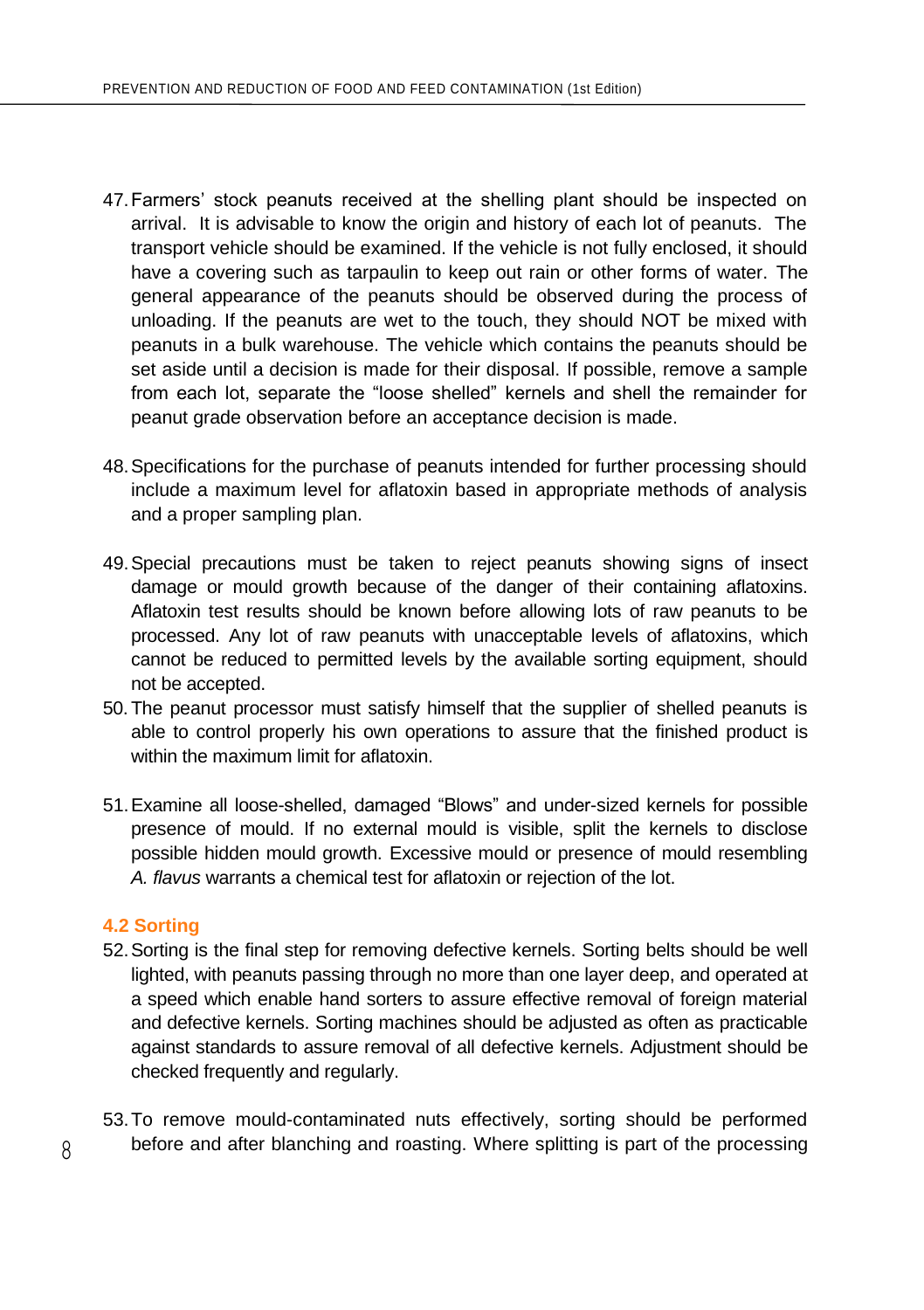47. Farmers' stock peanuts received at the shelling plant should be inspected on arrival. It is advisable to know the origin and history of each lot of peanuts. The transport vehicle should be examined. If the vehicle is not fully enclosed, it should have a covering such as tarpaulin to keep out rain or other forms of water. The general appearance of the peanuts should be observed during the process of unloading. If the peanuts are wet to the touch, they should NOT be mixed with peanuts in a bulk warehouse. The vehicle which contains the peanuts should be set aside until a decision is made for their disposal. If possible, remove a sample from each lot, separate the "loose shelled" kernels and shell the remainder for peanut grade observation before an acceptance decision is made.

48. Specifications for the purchase of peanuts intended for further processing should include a maximum level for aflatoxin based in appropriate methods of analysis and a proper sampling plan.

49. Special precautions must be taken to reject peanuts showing signs of insect damage or mould growth because of the danger of their containing aflatoxins. Aflatoxin test results should be known before allowing lots of raw peanuts to be processed. Any lot of raw peanuts with unacceptable levels of aflatoxins, which cannot be reduced to permitted levels by the available sorting equipment, should not be accepted.

50. The peanut processor must satisfy himself that the supplier of shelled peanuts is able to control properly his own operations to assure that the finished product is within the maximum limit for aflatoxin.

51. Examine all loose-shelled, damaged "Blows" and under-sized kernels for possible presence of mould. If no external mould is visible, split the kernels to disclose possible hidden mould growth. Excessive mould or presence of mould resembling *A. flavus* warrants a chemical test for aflatoxin or rejection of the lot.

### 4.2 Sorting

52. Sorting is the final step for removing defective kernels. Sorting belts should be well lighted, with peanuts passing through no more than one layer deep, and operated at a speed which enable hand sorters to assure effective removal of foreign material and defective kernels. Sorting machines should be adjusted as often as practicable against standards to assure removal of all defective kernels. Adjustment should be checked frequently and regularly.

53. To remove mould-contaminated nuts effectively, sorting should be performed before and after blanching and roasting. Where splitting is part of the processing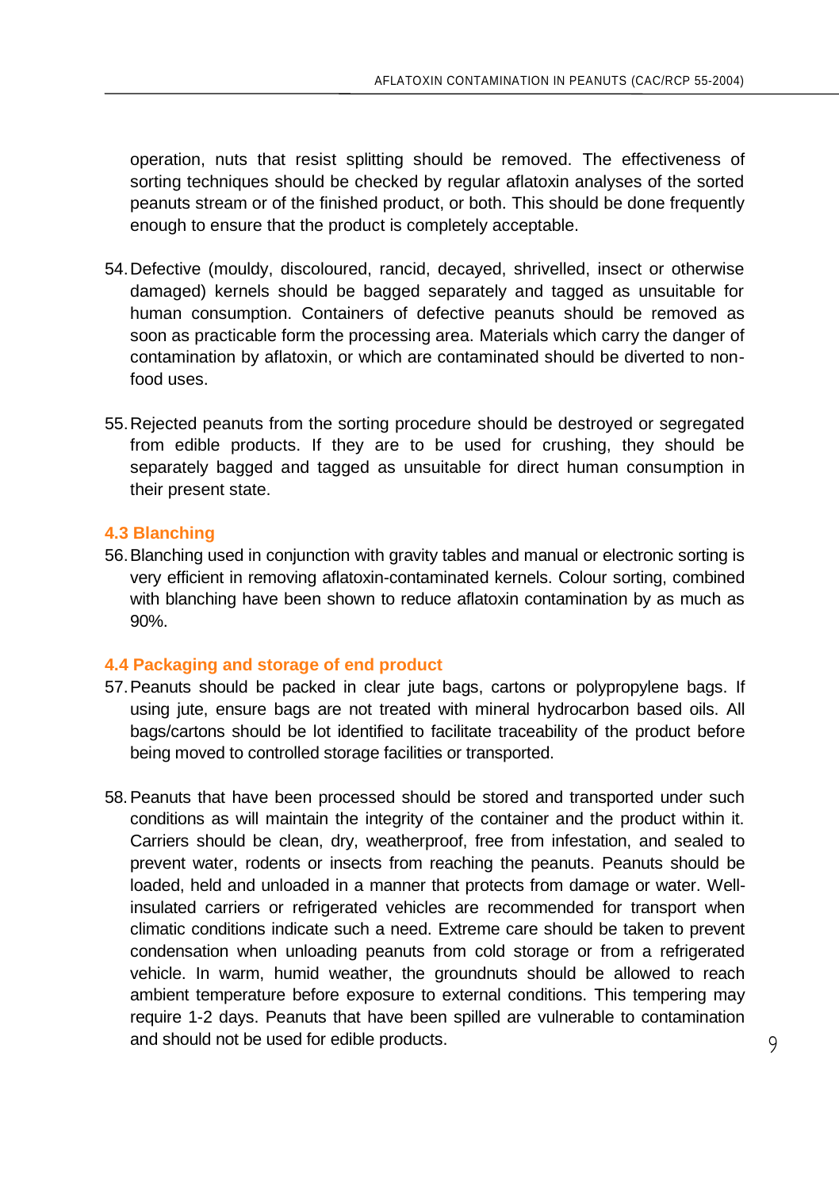operation, nuts that resist splitting should be removed. The effectiveness of sorting techniques should be checked by regular aflatoxin analyses of the sorted peanuts stream or of the finished product, or both. This should be done frequently enough to ensure that the product is completely acceptable.

54. Defective (mouldy, discoloured, rancid, decayed, shrivelled, insect or otherwise damaged) kernels should be bagged separately and tagged as unsuitable for human consumption. Containers of defective peanuts should be removed as soon as practicable form the processing area. Materials which carry the danger of contamination by aflatoxin, or which are contaminated should be diverted to non-food uses.

55. Rejected peanuts from the sorting procedure should be destroyed or segregated from edible products. If they are to be used for crushing, they should be separately bagged and tagged as unsuitable for direct human consumption in their present state.

### 4.3 Blanching

56. Blanching used in conjunction with gravity tables and manual or electronic sorting is very efficient in removing aflatoxin-contaminated kernels. Colour sorting, combined with blanching have been shown to reduce aflatoxin contamination by as much as 90%.

### 4.4 Packaging and storage of end product

57. Peanuts should be packed in clear jute bags, cartons or polypropylene bags. If using jute, ensure bags are not treated with mineral hydrocarbon based oils. All bags/cartons should be lot identified to facilitate traceability of the product before being moved to controlled storage facilities or transported.

58. Peanuts that have been processed should be stored and transported under such conditions as will maintain the integrity of the container and the product within it. Carriers should be clean, dry, weatherproof, free from infestation, and sealed to prevent water, rodents or insects from reaching the peanuts. Peanuts should be loaded, held and unloaded in a manner that protects from damage or water. Well-insulated carriers or refrigerated vehicles are recommended for transport when climatic conditions indicate such a need. Extreme care should be taken to prevent condensation when unloading peanuts from cold storage or from a refrigerated vehicle. In warm, humid weather, the groundnuts should be allowed to reach ambient temperature before exposure to external conditions. This tempering may require 1-2 days. Peanuts that have been spilled are vulnerable to contamination and should not be used for edible products.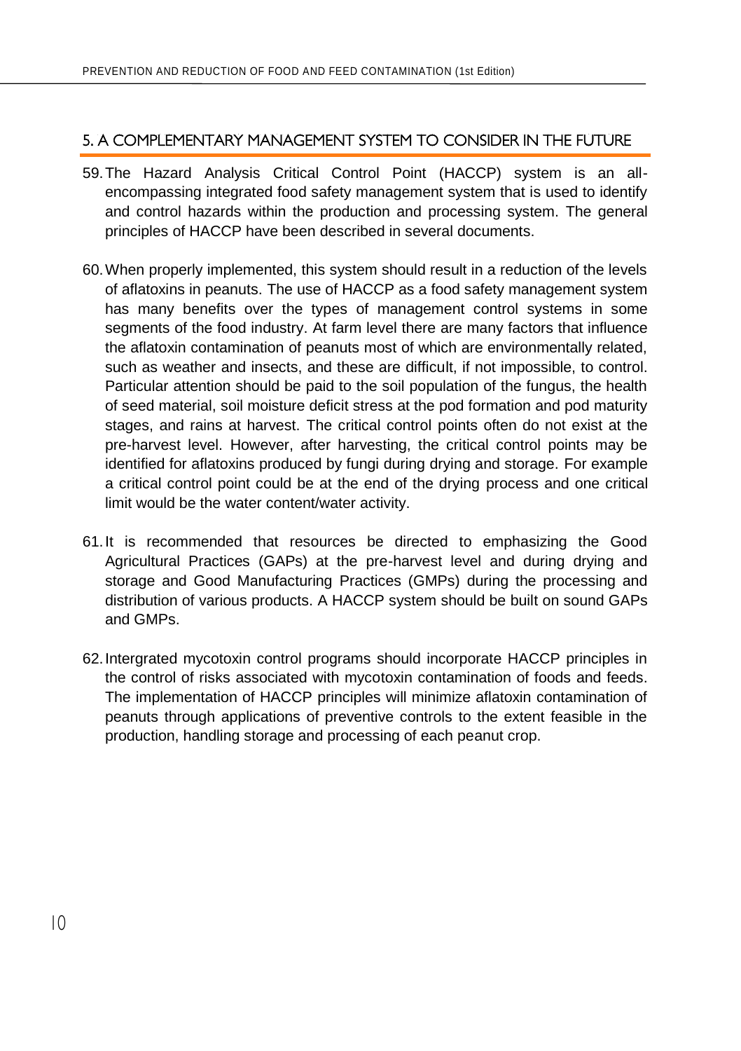## 5. A COMPLEMENTARY MANAGEMENT SYSTEM TO CONSIDER IN THE FUTURE

59. The Hazard Analysis Critical Control Point (HACCP) system is an all-encompassing integrated food safety management system that is used to identify and control hazards within the production and processing system. The general principles of HACCP have been described in several documents.

60. When properly implemented, this system should result in a reduction of the levels of aflatoxins in peanuts. The use of HACCP as a food safety management system has many benefits over the types of management control systems in some segments of the food industry. At farm level there are many factors that influence the aflatoxin contamination of peanuts most of which are environmentally related, such as weather and insects, and these are difficult, if not impossible, to control. Particular attention should be paid to the soil population of the fungus, the health of seed material, soil moisture deficit stress at the pod formation and pod maturity stages, and rains at harvest. The critical control points often do not exist at the pre-harvest level. However, after harvesting, the critical control points may be identified for aflatoxins produced by fungi during drying and storage. For example a critical control point could be at the end of the drying process and one critical limit would be the water content/water activity.

61. It is recommended that resources be directed to emphasizing the Good Agricultural Practices (GAPs) at the pre-harvest level and during drying and storage and Good Manufacturing Practices (GMPs) during the processing and distribution of various products. A HACCP system should be built on sound GAPs and GMPs.

62. Intergrated mycotoxin control programs should incorporate HACCP principles in the control of risks associated with mycotoxin contamination of foods and feeds. The implementation of HACCP principles will minimize aflatoxin contamination of peanuts through applications of preventive controls to the extent feasible in the production, handling storage and processing of each peanut crop.